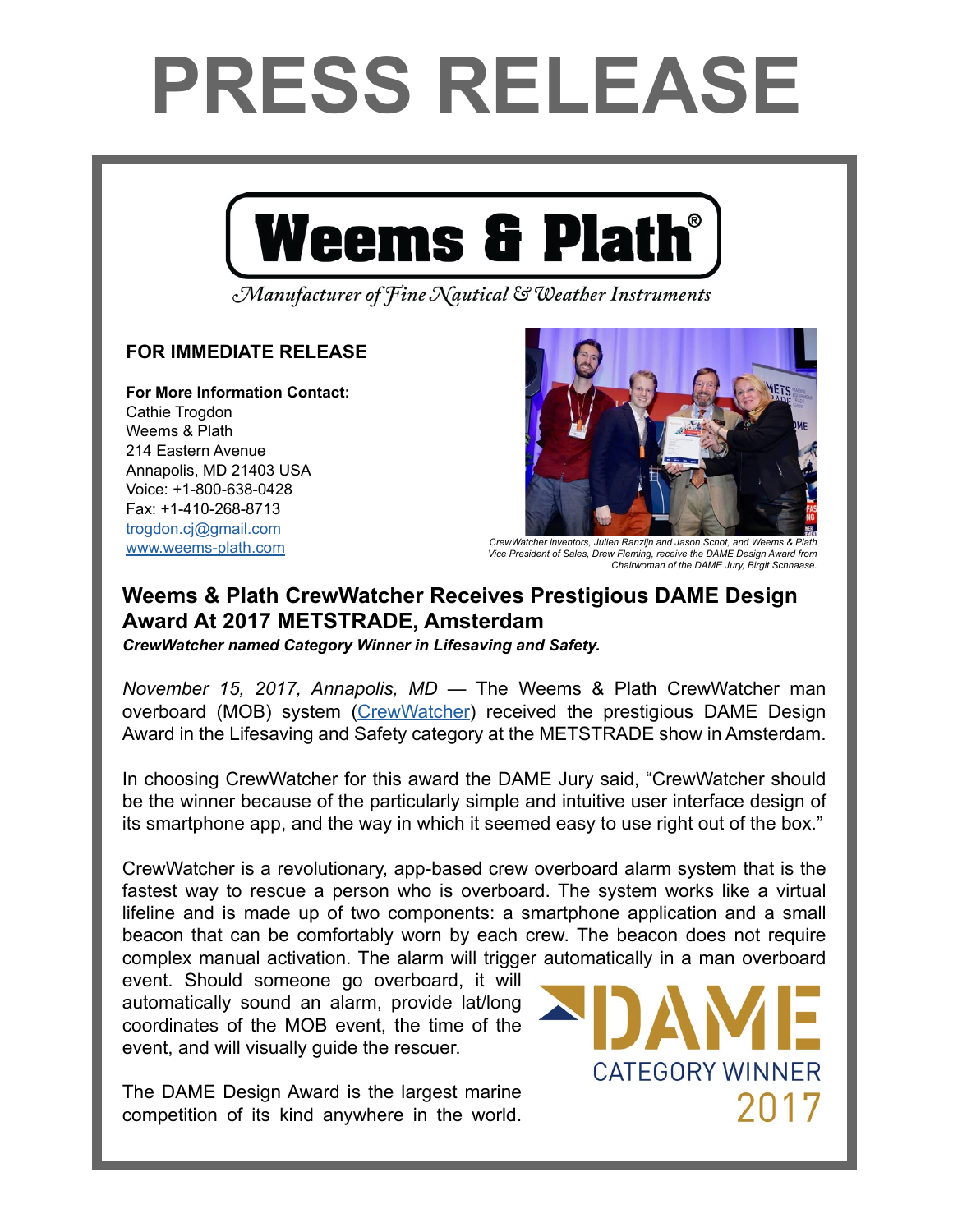# PRESS RELEASE

**Weems & Plath®**

*Manufacturer of Fine Nautical & Weather Instruments*

**FOR IMMEDIATE RELEASE**

**For More Information Contact:**
Cathie Trogdon
Weems & Plath
214 Eastern Avenue
Annapolis, MD 21403 USA
Voice: +1-800-638-0428
Fax: +1-410-268-8713
[trogdon.cj@gmail.com](mailto:trogdon.cj@gmail.com)
[www.weems-plath.com](http://www.weems-plath.com)

*CrewWatcher inventors, Julien Ranzijn and Jason Schot, and Weems & Plath Vice President of Sales, Drew Fleming, receive the DAME Design Award from Chairwoman of the DAME Jury, Birgit Schnaase.*

## Weems & Plath CrewWatcher Receives Prestigious DAME Design Award At 2017 METSTRADE, Amsterdam

***CrewWatcher named Category Winner in Lifesaving and Safety.***

*November 15, 2017, Annapolis, MD* — The Weems & Plath CrewWatcher man overboard (MOB) system (CrewWatcher) received the prestigious DAME Design Award in the Lifesaving and Safety category at the METSTRADE show in Amsterdam.

In choosing CrewWatcher for this award the DAME Jury said, "CrewWatcher should be the winner because of the particularly simple and intuitive user interface design of its smartphone app, and the way in which it seemed easy to use right out of the box."

CrewWatcher is a revolutionary, app-based crew overboard alarm system that is the fastest way to rescue a person who is overboard. The system works like a virtual lifeline and is made up of two components: a smartphone application and a small beacon that can be comfortably worn by each crew. The beacon does not require complex manual activation. The alarm will trigger automatically in a man overboard event. Should someone go overboard, it will automatically sound an alarm, provide lat/long coordinates of the MOB event, the time of the event, and will visually guide the rescuer.

DAME
CATEGORY WINNER
2017

The DAME Design Award is the largest marine competition of its kind anywhere in the world.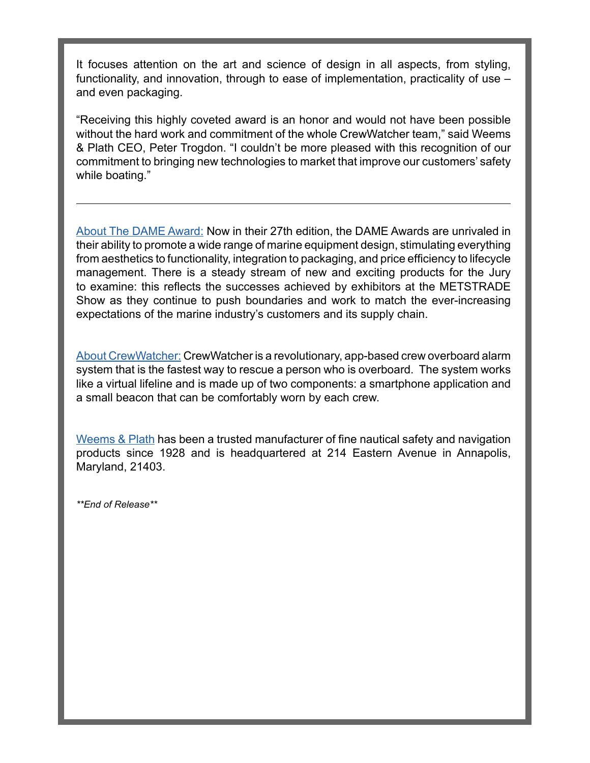It focuses attention on the art and science of design in all aspects, from styling, functionality, and innovation, through to ease of implementation, practicality of use – and even packaging.

"Receiving this highly coveted award is an honor and would not have been possible without the hard work and commitment of the whole CrewWatcher team," said Weems & Plath CEO, Peter Trogdon. "I couldn't be more pleased with this recognition of our commitment to bringing new technologies to market that improve our customers' safety while boating."

---

About The DAME Award: Now in their 27th edition, the DAME Awards are unrivaled in their ability to promote a wide range of marine equipment design, stimulating everything from aesthetics to functionality, integration to packaging, and price efficiency to lifecycle management. There is a steady stream of new and exciting products for the Jury to examine: this reflects the successes achieved by exhibitors at the METSTRADE Show as they continue to push boundaries and work to match the ever-increasing expectations of the marine industry's customers and its supply chain.

About CrewWatcher: CrewWatcher is a revolutionary, app-based crew overboard alarm system that is the fastest way to rescue a person who is overboard. The system works like a virtual lifeline and is made up of two components: a smartphone application and a small beacon that can be comfortably worn by each crew.

Weems & Plath has been a trusted manufacturer of fine nautical safety and navigation products since 1928 and is headquartered at 214 Eastern Avenue in Annapolis, Maryland, 21403.

***End of Release***